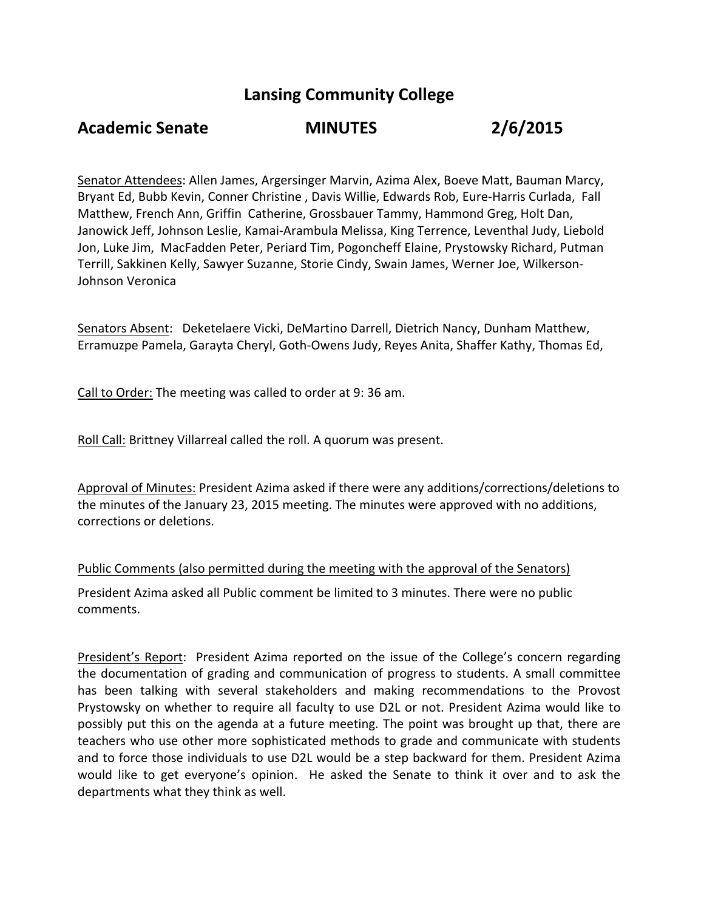# Lansing Community College

## Academic Senate MINUTES 2/6/2015

Senator Attendees: Allen James, Argersinger Marvin, Azima Alex, Boeve Matt, Bauman Marcy, Bryant Ed, Bubb Kevin, Conner Christine , Davis Willie, Edwards Rob, Eure-Harris Curlada, Fall Matthew, French Ann, Griffin Catherine, Grossbauer Tammy, Hammond Greg, Holt Dan, Janowick Jeff, Johnson Leslie, Kamai-Arambula Melissa, King Terrence, Leventhal Judy, Liebold Jon, Luke Jim, MacFadden Peter, Periard Tim, Pogoncheff Elaine, Prystowsky Richard, Putman Terrill, Sakkinen Kelly, Sawyer Suzanne, Storie Cindy, Swain James, Werner Joe, Wilkerson-Johnson Veronica

Senators Absent: Deketelaere Vicki, DeMartino Darrell, Dietrich Nancy, Dunham Matthew, Erramuzpe Pamela, Garayta Cheryl, Goth-Owens Judy, Reyes Anita, Shaffer Kathy, Thomas Ed,

Call to Order: The meeting was called to order at 9: 36 am.

Roll Call: Brittney Villarreal called the roll. A quorum was present.

Approval of Minutes: President Azima asked if there were any additions/corrections/deletions to the minutes of the January 23, 2015 meeting. The minutes were approved with no additions, corrections or deletions.

Public Comments (also permitted during the meeting with the approval of the Senators)

President Azima asked all Public comment be limited to 3 minutes. There were no public comments.

President's Report: President Azima reported on the issue of the College's concern regarding the documentation of grading and communication of progress to students. A small committee has been talking with several stakeholders and making recommendations to the Provost Prystowsky on whether to require all faculty to use D2L or not. President Azima would like to possibly put this on the agenda at a future meeting. The point was brought up that, there are teachers who use other more sophisticated methods to grade and communicate with students and to force those individuals to use D2L would be a step backward for them. President Azima would like to get everyone's opinion. He asked the Senate to think it over and to ask the departments what they think as well.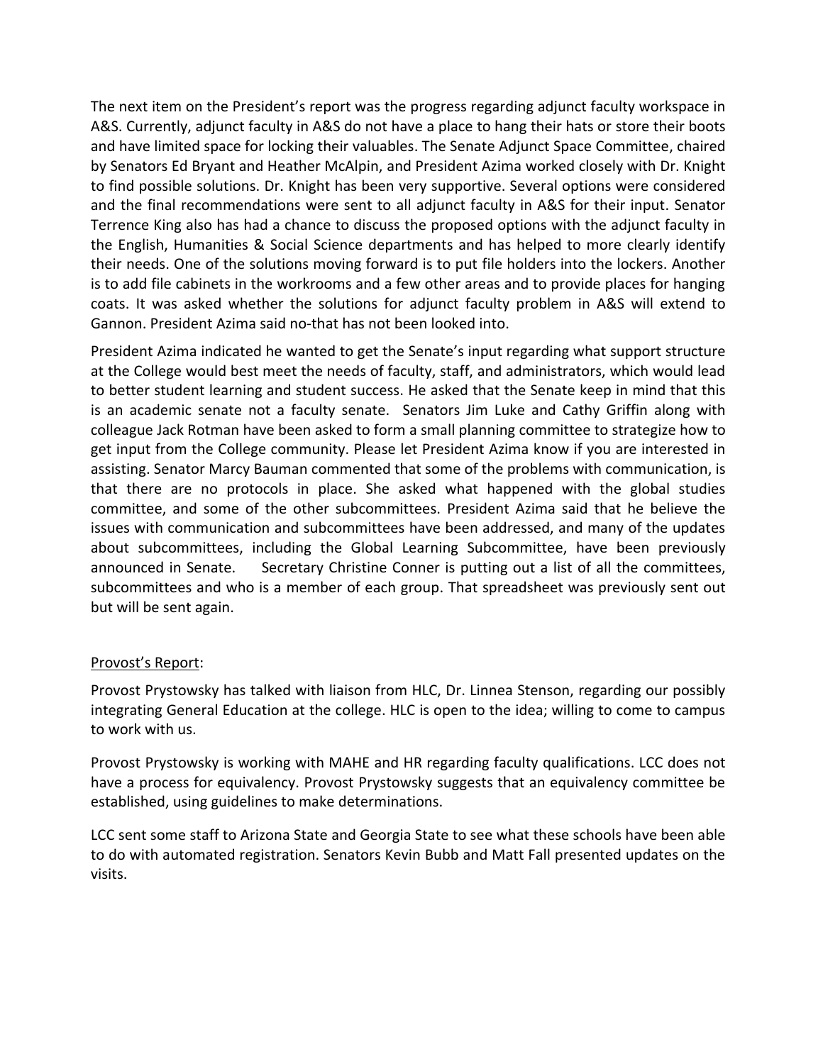The next item on the President's report was the progress regarding adjunct faculty workspace in A&S. Currently, adjunct faculty in A&S do not have a place to hang their hats or store their boots and have limited space for locking their valuables. The Senate Adjunct Space Committee, chaired by Senators Ed Bryant and Heather McAlpin, and President Azima worked closely with Dr. Knight to find possible solutions. Dr. Knight has been very supportive. Several options were considered and the final recommendations were sent to all adjunct faculty in A&S for their input. Senator Terrence King also has had a chance to discuss the proposed options with the adjunct faculty in the English, Humanities & Social Science departments and has helped to more clearly identify their needs. One of the solutions moving forward is to put file holders into the lockers. Another is to add file cabinets in the workrooms and a few other areas and to provide places for hanging coats. It was asked whether the solutions for adjunct faculty problem in A&S will extend to Gannon. President Azima said no-that has not been looked into.

President Azima indicated he wanted to get the Senate's input regarding what support structure at the College would best meet the needs of faculty, staff, and administrators, which would lead to better student learning and student success. He asked that the Senate keep in mind that this is an academic senate not a faculty senate. Senators Jim Luke and Cathy Griffin along with colleague Jack Rotman have been asked to form a small planning committee to strategize how to get input from the College community. Please let President Azima know if you are interested in assisting. Senator Marcy Bauman commented that some of the problems with communication, is that there are no protocols in place. She asked what happened with the global studies committee, and some of the other subcommittees. President Azima said that he believe the issues with communication and subcommittees have been addressed, and many of the updates about subcommittees, including the Global Learning Subcommittee, have been previously announced in Senate. Secretary Christine Conner is putting out a list of all the committees, subcommittees and who is a member of each group. That spreadsheet was previously sent out but will be sent again.

<u>Provost's Report</u>:

Provost Prystowsky has talked with liaison from HLC, Dr. Linnea Stenson, regarding our possibly integrating General Education at the college. HLC is open to the idea; willing to come to campus to work with us.

Provost Prystowsky is working with MAHE and HR regarding faculty qualifications. LCC does not have a process for equivalency. Provost Prystowsky suggests that an equivalency committee be established, using guidelines to make determinations.

LCC sent some staff to Arizona State and Georgia State to see what these schools have been able to do with automated registration. Senators Kevin Bubb and Matt Fall presented updates on the visits.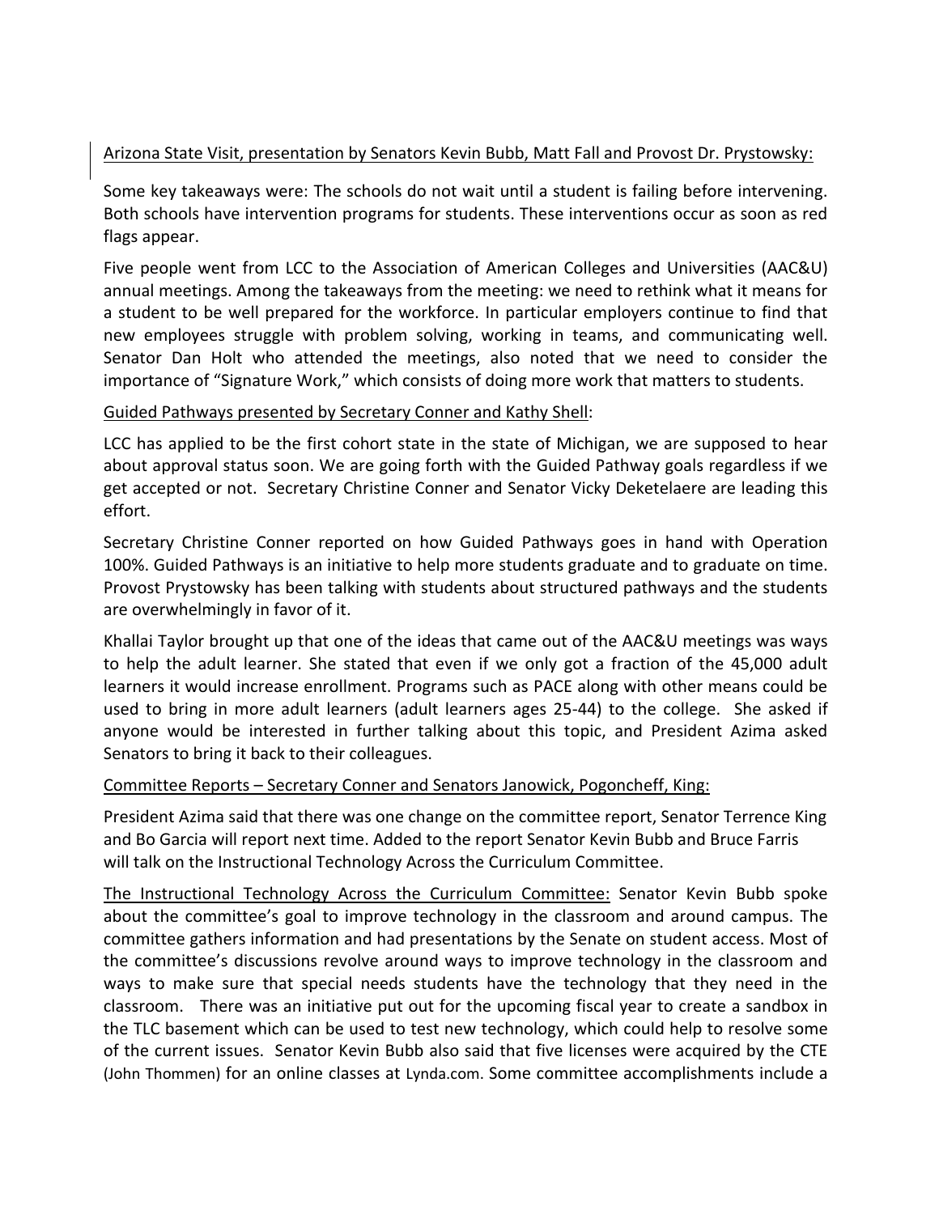Arizona State Visit, presentation by Senators Kevin Bubb, Matt Fall and Provost Dr. Prystowsky:

Some key takeaways were: The schools do not wait until a student is failing before intervening. Both schools have intervention programs for students. These interventions occur as soon as red flags appear.

Five people went from LCC to the Association of American Colleges and Universities (AAC&U) annual meetings. Among the takeaways from the meeting: we need to rethink what it means for a student to be well prepared for the workforce. In particular employers continue to find that new employees struggle with problem solving, working in teams, and communicating well. Senator Dan Holt who attended the meetings, also noted that we need to consider the importance of "Signature Work," which consists of doing more work that matters to students.

Guided Pathways presented by Secretary Conner and Kathy Shell:

LCC has applied to be the first cohort state in the state of Michigan, we are supposed to hear about approval status soon. We are going forth with the Guided Pathway goals regardless if we get accepted or not. Secretary Christine Conner and Senator Vicky Deketelaere are leading this effort.

Secretary Christine Conner reported on how Guided Pathways goes in hand with Operation 100%. Guided Pathways is an initiative to help more students graduate and to graduate on time. Provost Prystowsky has been talking with students about structured pathways and the students are overwhelmingly in favor of it.

Khallai Taylor brought up that one of the ideas that came out of the AAC&U meetings was ways to help the adult learner. She stated that even if we only got a fraction of the 45,000 adult learners it would increase enrollment. Programs such as PACE along with other means could be used to bring in more adult learners (adult learners ages 25-44) to the college. She asked if anyone would be interested in further talking about this topic, and President Azima asked Senators to bring it back to their colleagues.

Committee Reports – Secretary Conner and Senators Janowick, Pogoncheff, King:

President Azima said that there was one change on the committee report, Senator Terrence King and Bo Garcia will report next time. Added to the report Senator Kevin Bubb and Bruce Farris will talk on the Instructional Technology Across the Curriculum Committee.

The Instructional Technology Across the Curriculum Committee: Senator Kevin Bubb spoke about the committee's goal to improve technology in the classroom and around campus. The committee gathers information and had presentations by the Senate on student access. Most of the committee's discussions revolve around ways to improve technology in the classroom and ways to make sure that special needs students have the technology that they need in the classroom. There was an initiative put out for the upcoming fiscal year to create a sandbox in the TLC basement which can be used to test new technology, which could help to resolve some of the current issues. Senator Kevin Bubb also said that five licenses were acquired by the CTE (John Thommen) for an online classes at Lynda.com. Some committee accomplishments include a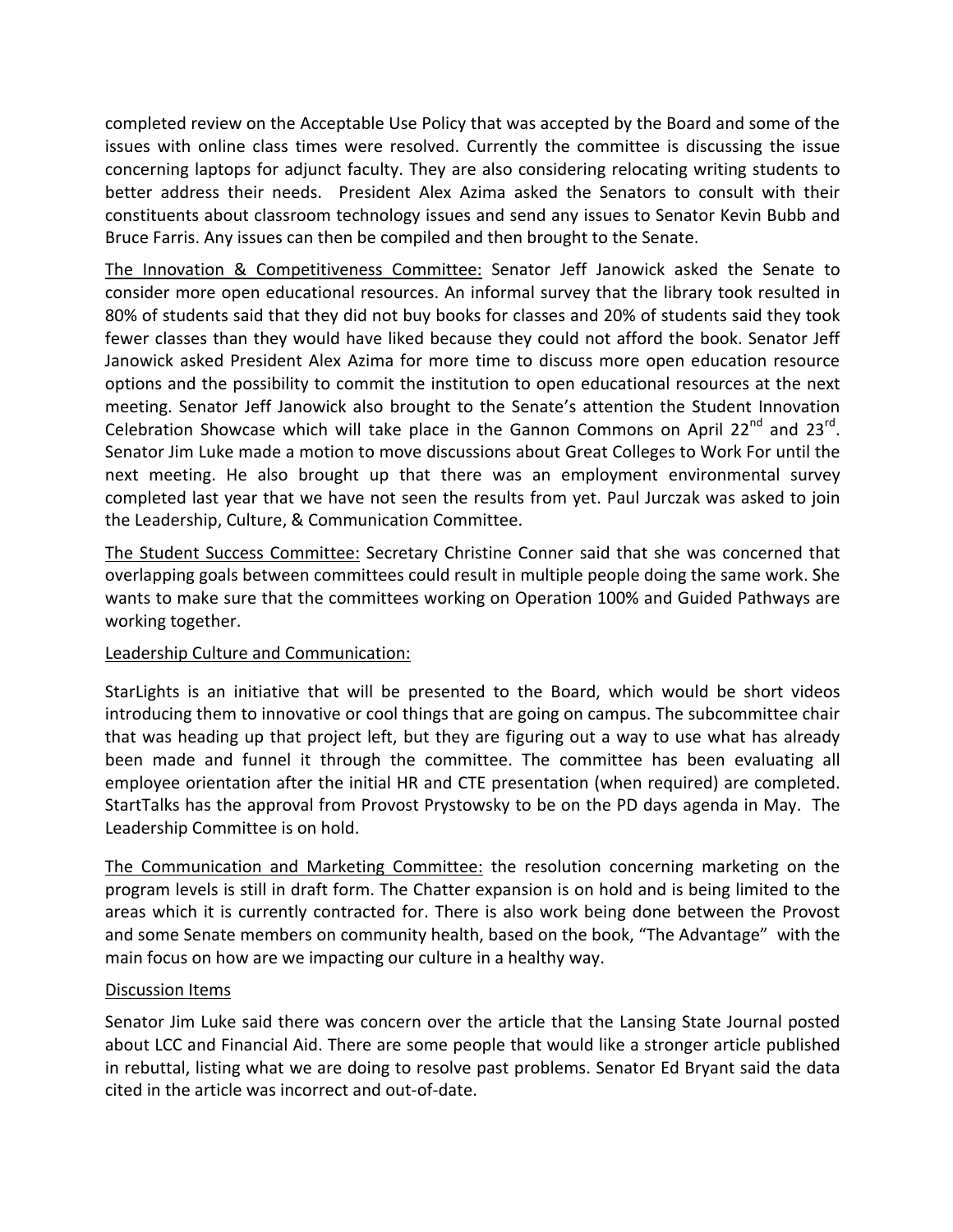completed review on the Acceptable Use Policy that was accepted by the Board and some of the issues with online class times were resolved. Currently the committee is discussing the issue concerning laptops for adjunct faculty. They are also considering relocating writing students to better address their needs. President Alex Azima asked the Senators to consult with their constituents about classroom technology issues and send any issues to Senator Kevin Bubb and Bruce Farris. Any issues can then be compiled and then brought to the Senate.

<u>The Innovation & Competitiveness Committee:</u> Senator Jeff Janowick asked the Senate to consider more open educational resources. An informal survey that the library took resulted in 80% of students said that they did not buy books for classes and 20% of students said they took fewer classes than they would have liked because they could not afford the book. Senator Jeff Janowick asked President Alex Azima for more time to discuss more open education resource options and the possibility to commit the institution to open educational resources at the next meeting. Senator Jeff Janowick also brought to the Senate's attention the Student Innovation Celebration Showcase which will take place in the Gannon Commons on April 22nd and 23rd. Senator Jim Luke made a motion to move discussions about Great Colleges to Work For until the next meeting. He also brought up that there was an employment environmental survey completed last year that we have not seen the results from yet. Paul Jurczak was asked to join the Leadership, Culture, & Communication Committee.

<u>The Student Success Committee:</u> Secretary Christine Conner said that she was concerned that overlapping goals between committees could result in multiple people doing the same work. She wants to make sure that the committees working on Operation 100% and Guided Pathways are working together.

<u>Leadership Culture and Communication:</u>

StarLights is an initiative that will be presented to the Board, which would be short videos introducing them to innovative or cool things that are going on campus. The subcommittee chair that was heading up that project left, but they are figuring out a way to use what has already been made and funnel it through the committee. The committee has been evaluating all employee orientation after the initial HR and CTE presentation (when required) are completed. StartTalks has the approval from Provost Prystowsky to be on the PD days agenda in May. The Leadership Committee is on hold.

<u>The Communication and Marketing Committee:</u> the resolution concerning marketing on the program levels is still in draft form. The Chatter expansion is on hold and is being limited to the areas which it is currently contracted for. There is also work being done between the Provost and some Senate members on community health, based on the book, "The Advantage" with the main focus on how are we impacting our culture in a healthy way.

<u>Discussion Items</u>

Senator Jim Luke said there was concern over the article that the Lansing State Journal posted about LCC and Financial Aid. There are some people that would like a stronger article published in rebuttal, listing what we are doing to resolve past problems. Senator Ed Bryant said the data cited in the article was incorrect and out-of-date.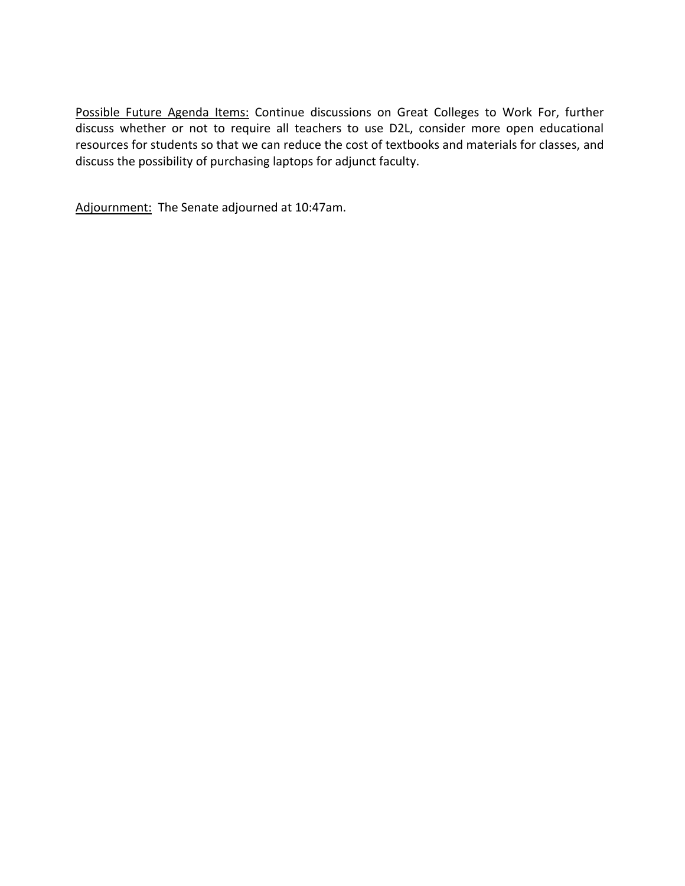<u>Possible Future Agenda Items:</u> Continue discussions on Great Colleges to Work For, further discuss whether or not to require all teachers to use D2L, consider more open educational resources for students so that we can reduce the cost of textbooks and materials for classes, and discuss the possibility of purchasing laptops for adjunct faculty.

<u>Adjournment:</u> The Senate adjourned at 10:47am.